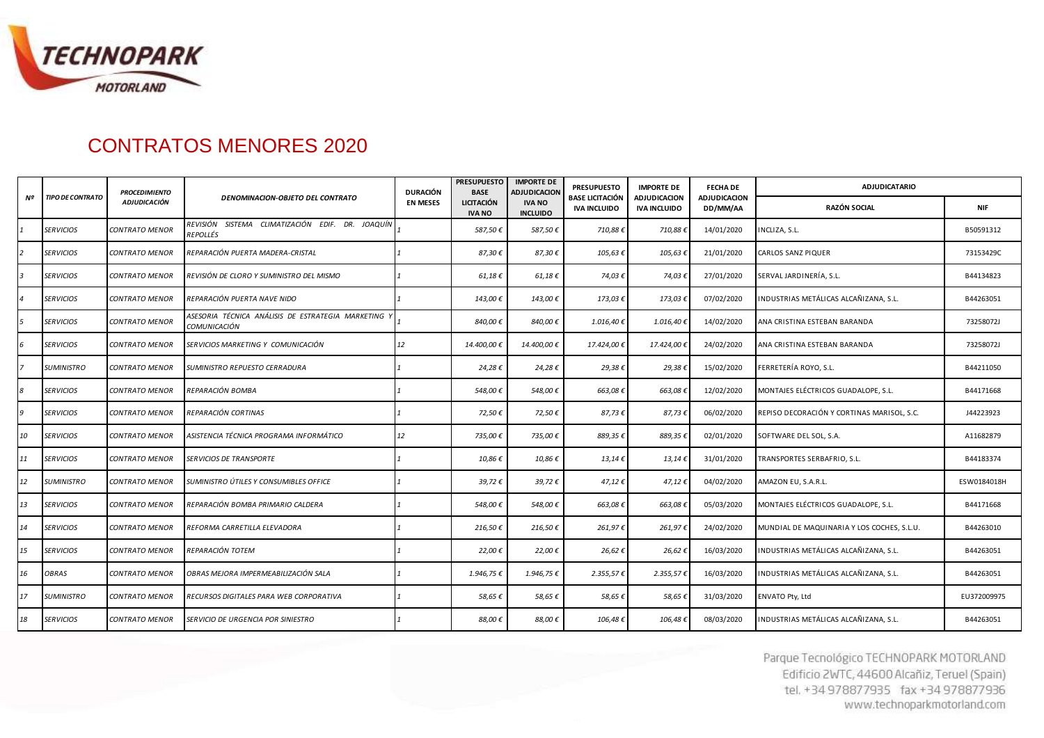# CONTRATOS MENORES 2020

| Nº | TIPO DE CONTRATO | PROCEDIMIENTO ADJUDICACIÓN | DENOMINACION-OBJETO DEL CONTRATO | DURACIÓN EN MESES | PRESUPUESTO BASE LICITACIÓN IVA NO | IMPORTE DE ADJUDICACION IVA NO INCLUIDO | PRESUPUESTO BASE LICITACIÓN IVA INCLUIDO | IMPORTE DE ADJUDICACION IVA INCLUIDO | FECHA DE ADJUDICACION DD/MM/AA | ADJUDICATARIO | |
|---|---|---|---|---|---|---|---|---|---|---|---|
| | | | | | | | | | | RAZÓN SOCIAL | NIF |
| 1 | SERVICIOS | CONTRATO MENOR | REVISIÓN SISTEMA CLIMATIZACIÓN EDIF. DR. JOAQUÍN REPOLLÉS | 1 | 587,50 € | 587,50 € | 710,88 € | 710,88 € | 14/01/2020 | INCLIZA, S.L. | B50591312 |
| 2 | SERVICIOS | CONTRATO MENOR | REPARACIÓN PUERTA MADERA-CRISTAL | 1 | 87,30 € | 87,30 € | 105,63 € | 105,63 € | 21/01/2020 | CARLOS SANZ PIQUER | 73153429C |
| 3 | SERVICIOS | CONTRATO MENOR | REVISIÓN DE CLORO Y SUMINISTRO DEL MISMO | 1 | 61,18 € | 61,18 € | 74,03 € | 74,03 € | 27/01/2020 | SERVAL JARDINERÍA, S.L. | B44134823 |
| 4 | SERVICIOS | CONTRATO MENOR | REPARACIÓN PUERTA NAVE NIDO | 1 | 143,00 € | 143,00 € | 173,03 € | 173,03 € | 07/02/2020 | INDUSTRIAS METÁLICAS ALCAÑIZANA, S.L. | B44263051 |
| 5 | SERVICIOS | CONTRATO MENOR | ASESORIA TÉCNICA ANÁLISIS DE ESTRATEGIA MARKETING Y COMUNICACIÓN | 1 | 840,00 € | 840,00 € | 1.016,40 € | 1.016,40 € | 14/02/2020 | ANA CRISTINA ESTEBAN BARANDA | 73258072J |
| 6 | SERVICIOS | CONTRATO MENOR | SERVICIOS MARKETING Y COMUNICACIÓN | 12 | 14.400,00 € | 14.400,00 € | 17.424,00 € | 17.424,00 € | 24/02/2020 | ANA CRISTINA ESTEBAN BARANDA | 73258072J |
| 7 | SUMINISTRO | CONTRATO MENOR | SUMINISTRO REPUESTO CERRADURA | 1 | 24,28 € | 24,28 € | 29,38 € | 29,38 € | 15/02/2020 | FERRETERÍA ROYO, S.L. | B44211050 |
| 8 | SERVICIOS | CONTRATO MENOR | REPARACIÓN BOMBA | 1 | 548,00 € | 548,00 € | 663,08 € | 663,08 € | 12/02/2020 | MONTAJES ELÉCTRICOS GUADALOPE, S.L. | B44171668 |
| 9 | SERVICIOS | CONTRATO MENOR | REPARACIÓN CORTINAS | 1 | 72,50 € | 72,50 € | 87,73 € | 87,73 € | 06/02/2020 | REPISO DECORACIÓN Y CORTINAS MARISOL, S.C. | J44223923 |
| 10 | SERVICIOS | CONTRATO MENOR | ASISTENCIA TÉCNICA PROGRAMA INFORMÁTICO | 12 | 735,00 € | 735,00 € | 889,35 € | 889,35 € | 02/01/2020 | SOFTWARE DEL SOL, S.A. | A11682879 |
| 11 | SERVICIOS | CONTRATO MENOR | SERVICIOS DE TRANSPORTE | 1 | 10,86 € | 10,86 € | 13,14 € | 13,14 € | 31/01/2020 | TRANSPORTES SERBAFRIO, S.L. | B44183374 |
| 12 | SUMINISTRO | CONTRATO MENOR | SUMINISTRO ÚTILES Y CONSUMIBLES OFFICE | 1 | 39,72 € | 39,72 € | 47,12 € | 47,12 € | 04/02/2020 | AMAZON EU, S.A.R.L. | ESW0184018H |
| 13 | SERVICIOS | CONTRATO MENOR | REPARACIÓN BOMBA PRIMARIO CALDERA | 1 | 548,00 € | 548,00 € | 663,08 € | 663,08 € | 05/03/2020 | MONTAJES ELÉCTRICOS GUADALOPE, S.L. | B44171668 |
| 14 | SERVICIOS | CONTRATO MENOR | REFORMA CARRETILLA ELEVADORA | 1 | 216,50 € | 216,50 € | 261,97 € | 261,97 € | 24/02/2020 | MUNDIAL DE MAQUINARIA Y LOS COCHES, S.L.U. | B44263010 |
| 15 | SERVICIOS | CONTRATO MENOR | REPARACIÓN TOTEM | 1 | 22,00 € | 22,00 € | 26,62 € | 26,62 € | 16/03/2020 | INDUSTRIAS METÁLICAS ALCAÑIZANA, S.L. | B44263051 |
| 16 | OBRAS | CONTRATO MENOR | OBRAS MEJORA IMPERMEABILIZACIÓN SALA | 1 | 1.946,75 € | 1.946,75 € | 2.355,57 € | 2.355,57 € | 16/03/2020 | INDUSTRIAS METÁLICAS ALCAÑIZANA, S.L. | B44263051 |
| 17 | SUMINISTRO | CONTRATO MENOR | RECURSOS DIGITALES PARA WEB CORPORATIVA | 1 | 58,65 € | 58,65 € | 58,65 € | 58,65 € | 31/03/2020 | ENVATO Pty, Ltd | EU372009975 |
| 18 | SERVICIOS | CONTRATO MENOR | SERVICIO DE URGENCIA POR SINIESTRO | 1 | 88,00 € | 88,00 € | 106,48 € | 106,48 € | 08/03/2020 | INDUSTRIAS METÁLICAS ALCAÑIZANA, S.L. | B44263051 |

Parque Tecnológico TECHNOPARK MOTORLAND
Edificio 2WTC, 44600 Alcañiz, Teruel (Spain)
tel. +34 978877935 fax +34 978877936
www.technoparkmotorland.com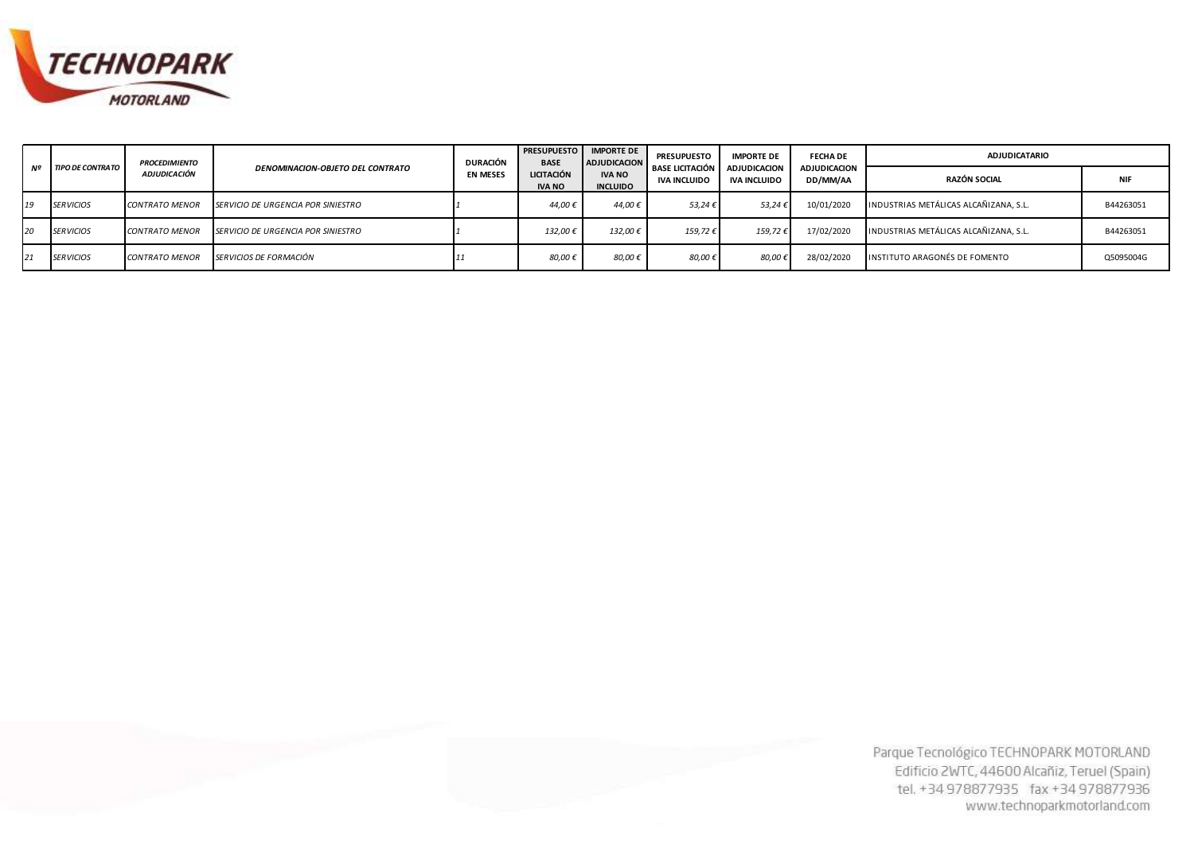| Nº | TIPO DE CONTRATO | PROCEDIMIENTO ADJUDICACIÓN | DENOMINACION-OBJETO DEL CONTRATO | DURACIÓN EN MESES | PRESUPUESTO BASE LICITACIÓN IVA NO | IMPORTE DE ADJUDICACION IVA NO INCLUIDO | PRESUPUESTO BASE LICITACIÓN IVA INCLUIDO | IMPORTE DE ADJUDICACION IVA INCLUIDO | FECHA DE ADJUDICACION DD/MM/AA | ADJUDICATARIO | |
|---|---|---|---|---|---|---|---|---|---|---|---|
| | | | | | | | | | | RAZÓN SOCIAL | NIF |
| 19 | SERVICIOS | CONTRATO MENOR | SERVICIO DE URGENCIA POR SINIESTRO | 1 | 44,00 € | 44,00 € | 53,24 € | 53,24 € | 10/01/2020 | INDUSTRIAS METÁLICAS ALCAÑIZANA, S.L. | B44263051 |
| 20 | SERVICIOS | CONTRATO MENOR | SERVICIO DE URGENCIA POR SINIESTRO | 1 | 132,00 € | 132,00 € | 159,72 € | 159,72 € | 17/02/2020 | INDUSTRIAS METÁLICAS ALCAÑIZANA, S.L. | B44263051 |
| 21 | SERVICIOS | CONTRATO MENOR | SERVICIOS DE FORMACIÓN | 11 | 80,00 € | 80,00 € | 80,00 € | 80,00 € | 28/02/2020 | INSTITUTO ARAGONÉS DE FOMENTO | Q5095004G |